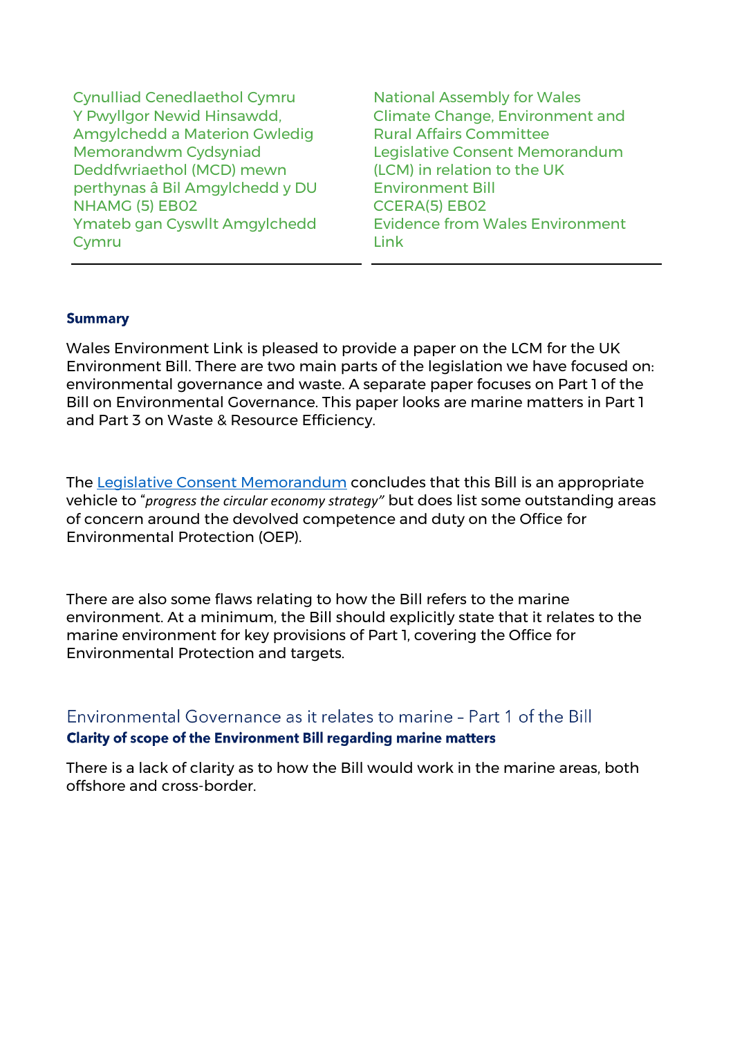Cynulliad Cenedlaethol Cymru
Y Pwyllgor Newid Hinsawdd, Amgylchedd a Materion Gwledig
Memorandwm Cydsyniad Deddfwriaethol (MCD) mewn perthynas â Bil Amgylchedd y DU
NHAMG (5) EB02
Ymateb gan Cyswllt Amgylchedd Cymru

National Assembly for Wales
Climate Change, Environment and Rural Affairs Committee
Legislative Consent Memorandum (LCM) in relation to the UK Environment Bill
CCERA(5) EB02
Evidence from Wales Environment Link

---

**Summary**

Wales Environment Link is pleased to provide a paper on the LCM for the UK Environment Bill. There are two main parts of the legislation we have focused on: environmental governance and waste. A separate paper focuses on Part 1 of the Bill on Environmental Governance. This paper looks are marine matters in Part 1 and Part 3 on Waste & Resource Efficiency.

The Legislative Consent Memorandum concludes that this Bill is an appropriate vehicle to "*progress the circular economy strategy"* but does list some outstanding areas of concern around the devolved competence and duty on the Office for Environmental Protection (OEP).

There are also some flaws relating to how the Bill refers to the marine environment. At a minimum, the Bill should explicitly state that it relates to the marine environment for key provisions of Part 1, covering the Office for Environmental Protection and targets.

## Environmental Governance as it relates to marine – Part 1 of the Bill

**Clarity of scope of the Environment Bill regarding marine matters**

There is a lack of clarity as to how the Bill would work in the marine areas, both offshore and cross-border.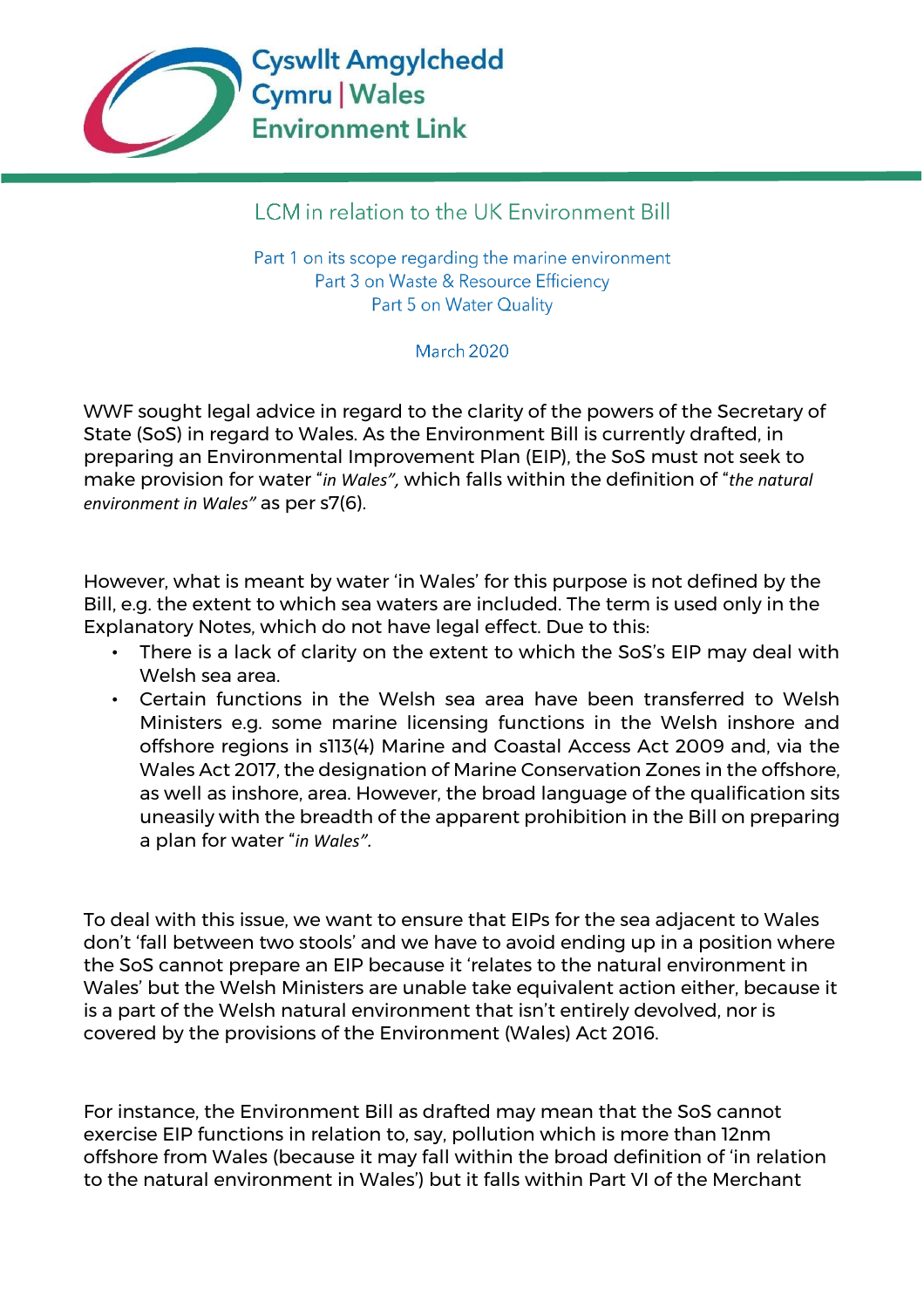Cyswllt Amgylchedd Cymru | Wales Environment Link

## LCM in relation to the UK Environment Bill

Part 1 on its scope regarding the marine environment
Part 3 on Waste & Resource Efficiency
Part 5 on Water Quality

March 2020

WWF sought legal advice in regard to the clarity of the powers of the Secretary of State (SoS) in regard to Wales. As the Environment Bill is currently drafted, in preparing an Environmental Improvement Plan (EIP), the SoS must not seek to make provision for water "*in Wales",* which falls within the definition of "*the natural environment in Wales"* as per s7(6).

However, what is meant by water 'in Wales' for this purpose is not defined by the Bill, e.g. the extent to which sea waters are included. The term is used only in the Explanatory Notes, which do not have legal effect. Due to this:

- There is a lack of clarity on the extent to which the SoS's EIP may deal with Welsh sea area.
- Certain functions in the Welsh sea area have been transferred to Welsh Ministers e.g. some marine licensing functions in the Welsh inshore and offshore regions in s113(4) Marine and Coastal Access Act 2009 and, via the Wales Act 2017, the designation of Marine Conservation Zones in the offshore, as well as inshore, area. However, the broad language of the qualification sits uneasily with the breadth of the apparent prohibition in the Bill on preparing a plan for water "*in Wales".*

To deal with this issue, we want to ensure that EIPs for the sea adjacent to Wales don't 'fall between two stools' and we have to avoid ending up in a position where the SoS cannot prepare an EIP because it 'relates to the natural environment in Wales' but the Welsh Ministers are unable take equivalent action either, because it is a part of the Welsh natural environment that isn't entirely devolved, nor is covered by the provisions of the Environment (Wales) Act 2016.

For instance, the Environment Bill as drafted may mean that the SoS cannot exercise EIP functions in relation to, say, pollution which is more than 12nm offshore from Wales (because it may fall within the broad definition of 'in relation to the natural environment in Wales') but it falls within Part VI of the Merchant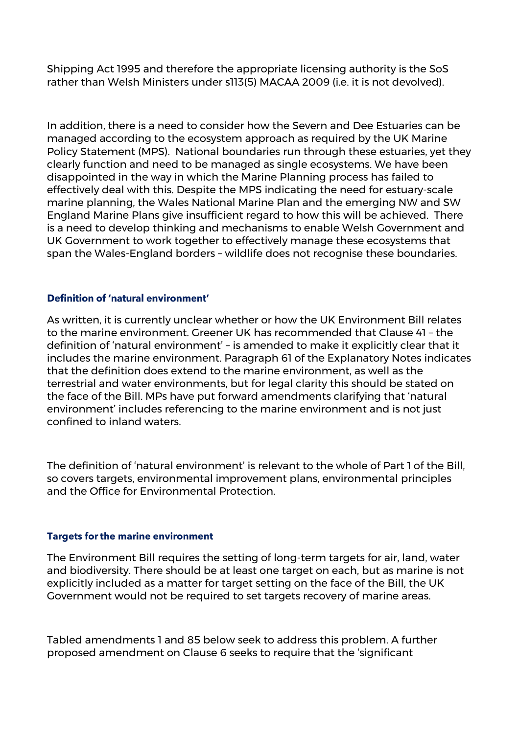Shipping Act 1995 and therefore the appropriate licensing authority is the SoS rather than Welsh Ministers under s113(5) MACAA 2009 (i.e. it is not devolved).

In addition, there is a need to consider how the Severn and Dee Estuaries can be managed according to the ecosystem approach as required by the UK Marine Policy Statement (MPS). National boundaries run through these estuaries, yet they clearly function and need to be managed as single ecosystems. We have been disappointed in the way in which the Marine Planning process has failed to effectively deal with this. Despite the MPS indicating the need for estuary-scale marine planning, the Wales National Marine Plan and the emerging NW and SW England Marine Plans give insufficient regard to how this will be achieved. There is a need to develop thinking and mechanisms to enable Welsh Government and UK Government to work together to effectively manage these ecosystems that span the Wales-England borders – wildlife does not recognise these boundaries.

### Definition of 'natural environment'

As written, it is currently unclear whether or how the UK Environment Bill relates to the marine environment. Greener UK has recommended that Clause 41 – the definition of 'natural environment' – is amended to make it explicitly clear that it includes the marine environment. Paragraph 61 of the Explanatory Notes indicates that the definition does extend to the marine environment, as well as the terrestrial and water environments, but for legal clarity this should be stated on the face of the Bill. MPs have put forward amendments clarifying that 'natural environment' includes referencing to the marine environment and is not just confined to inland waters.

The definition of 'natural environment' is relevant to the whole of Part 1 of the Bill, so covers targets, environmental improvement plans, environmental principles and the Office for Environmental Protection.

### Targets for the marine environment

The Environment Bill requires the setting of long-term targets for air, land, water and biodiversity. There should be at least one target on each, but as marine is not explicitly included as a matter for target setting on the face of the Bill, the UK Government would not be required to set targets recovery of marine areas.

Tabled amendments 1 and 85 below seek to address this problem. A further proposed amendment on Clause 6 seeks to require that the 'significant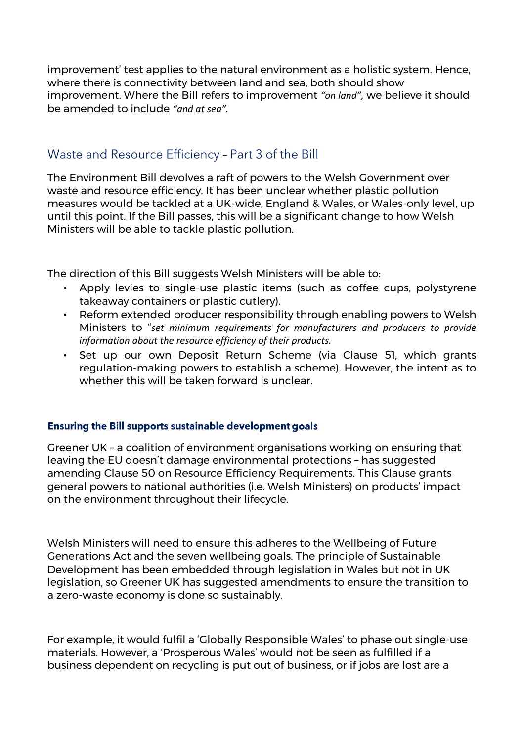improvement' test applies to the natural environment as a holistic system. Hence, where there is connectivity between land and sea, both should show improvement. Where the Bill refers to improvement *"on land",* we believe it should be amended to include *"and at sea".*

## Waste and Resource Efficiency – Part 3 of the Bill

The Environment Bill devolves a raft of powers to the Welsh Government over waste and resource efficiency. It has been unclear whether plastic pollution measures would be tackled at a UK-wide, England & Wales, or Wales-only level, up until this point. If the Bill passes, this will be a significant change to how Welsh Ministers will be able to tackle plastic pollution.

The direction of this Bill suggests Welsh Ministers will be able to:

- Apply levies to single-use plastic items (such as coffee cups, polystyrene takeaway containers or plastic cutlery).
- Reform extended producer responsibility through enabling powers to Welsh Ministers to "*set minimum requirements for manufacturers and producers to provide information about the resource efficiency of their products.*
- Set up our own Deposit Return Scheme (via Clause 51, which grants regulation-making powers to establish a scheme). However, the intent as to whether this will be taken forward is unclear.

### Ensuring the Bill supports sustainable development goals

Greener UK – a coalition of environment organisations working on ensuring that leaving the EU doesn't damage environmental protections – has suggested amending Clause 50 on Resource Efficiency Requirements. This Clause grants general powers to national authorities (i.e. Welsh Ministers) on products' impact on the environment throughout their lifecycle.

Welsh Ministers will need to ensure this adheres to the Wellbeing of Future Generations Act and the seven wellbeing goals. The principle of Sustainable Development has been embedded through legislation in Wales but not in UK legislation, so Greener UK has suggested amendments to ensure the transition to a zero-waste economy is done so sustainably.

For example, it would fulfil a 'Globally Responsible Wales' to phase out single-use materials. However, a 'Prosperous Wales' would not be seen as fulfilled if a business dependent on recycling is put out of business, or if jobs are lost are a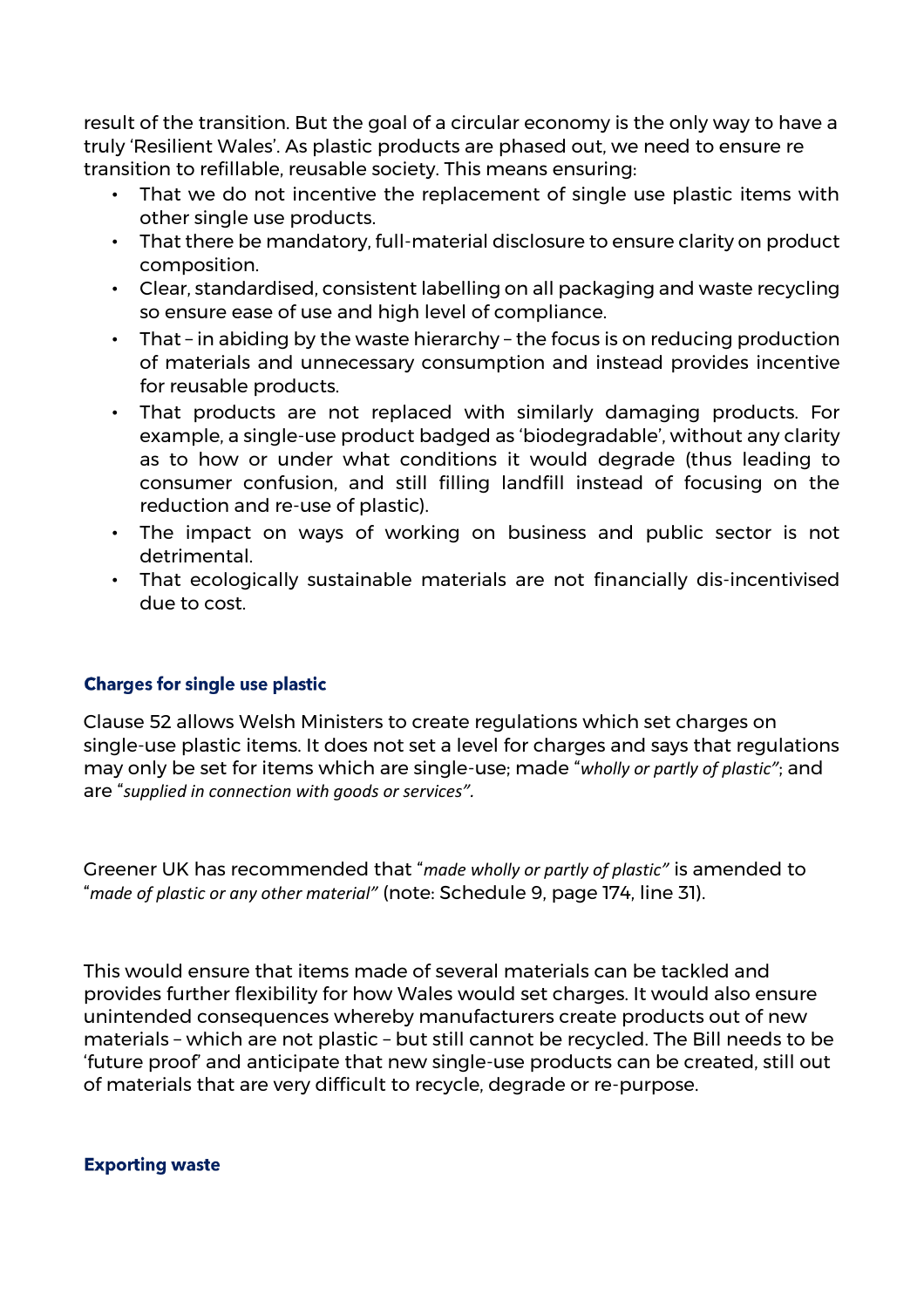result of the transition. But the goal of a circular economy is the only way to have a truly 'Resilient Wales'. As plastic products are phased out, we need to ensure re transition to refillable, reusable society. This means ensuring:

- That we do not incentive the replacement of single use plastic items with other single use products.
- That there be mandatory, full-material disclosure to ensure clarity on product composition.
- Clear, standardised, consistent labelling on all packaging and waste recycling so ensure ease of use and high level of compliance.
- That – in abiding by the waste hierarchy – the focus is on reducing production of materials and unnecessary consumption and instead provides incentive for reusable products.
- That products are not replaced with similarly damaging products. For example, a single-use product badged as 'biodegradable', without any clarity as to how or under what conditions it would degrade (thus leading to consumer confusion, and still filling landfill instead of focusing on the reduction and re-use of plastic).
- The impact on ways of working on business and public sector is not detrimental.
- That ecologically sustainable materials are not financially dis-incentivised due to cost.

### Charges for single use plastic

Clause 52 allows Welsh Ministers to create regulations which set charges on single-use plastic items. It does not set a level for charges and says that regulations may only be set for items which are single-use; made "*wholly or partly of plastic"*; and are "*supplied in connection with goods or services".*

Greener UK has recommended that "*made wholly or partly of plastic"* is amended to "*made of plastic or any other material"* (note: Schedule 9, page 174, line 31).

This would ensure that items made of several materials can be tackled and provides further flexibility for how Wales would set charges. It would also ensure unintended consequences whereby manufacturers create products out of new materials – which are not plastic – but still cannot be recycled. The Bill needs to be 'future proof' and anticipate that new single-use products can be created, still out of materials that are very difficult to recycle, degrade or re-purpose.

### Exporting waste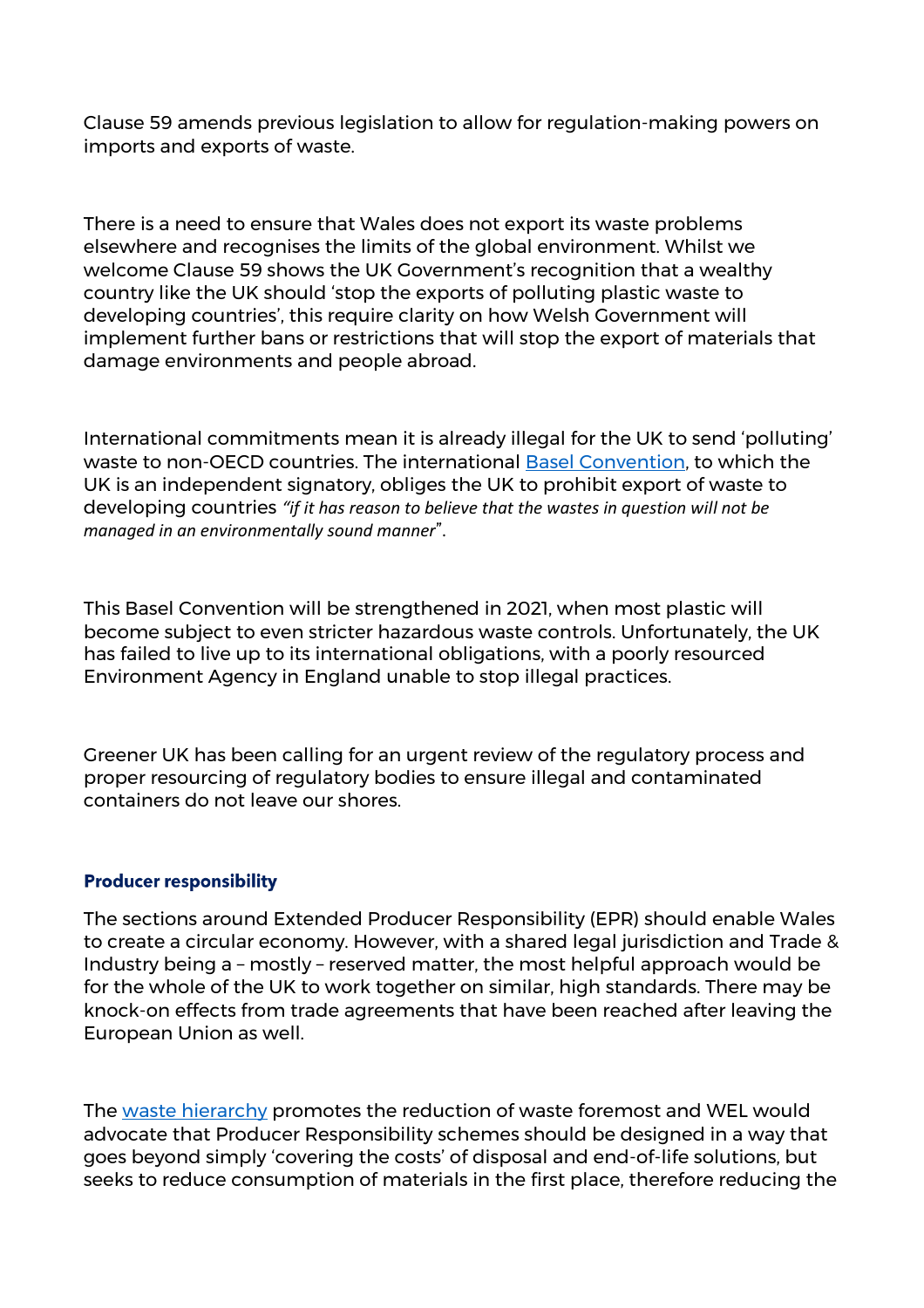Clause 59 amends previous legislation to allow for regulation-making powers on imports and exports of waste.

There is a need to ensure that Wales does not export its waste problems elsewhere and recognises the limits of the global environment. Whilst we welcome Clause 59 shows the UK Government's recognition that a wealthy country like the UK should 'stop the exports of polluting plastic waste to developing countries', this require clarity on how Welsh Government will implement further bans or restrictions that will stop the export of materials that damage environments and people abroad.

International commitments mean it is already illegal for the UK to send 'polluting' waste to non-OECD countries. The international [Basel Convention](), to which the UK is an independent signatory, obliges the UK to prohibit export of waste to developing countries *"if it has reason to believe that the wastes in question will not be managed in an environmentally sound manner*".

This Basel Convention will be strengthened in 2021, when most plastic will become subject to even stricter hazardous waste controls. Unfortunately, the UK has failed to live up to its international obligations, with a poorly resourced Environment Agency in England unable to stop illegal practices.

Greener UK has been calling for an urgent review of the regulatory process and proper resourcing of regulatory bodies to ensure illegal and contaminated containers do not leave our shores.

### Producer responsibility

The sections around Extended Producer Responsibility (EPR) should enable Wales to create a circular economy. However, with a shared legal jurisdiction and Trade & Industry being a – mostly – reserved matter, the most helpful approach would be for the whole of the UK to work together on similar, high standards. There may be knock-on effects from trade agreements that have been reached after leaving the European Union as well.

The [waste hierarchy]() promotes the reduction of waste foremost and WEL would advocate that Producer Responsibility schemes should be designed in a way that goes beyond simply 'covering the costs' of disposal and end-of-life solutions, but seeks to reduce consumption of materials in the first place, therefore reducing the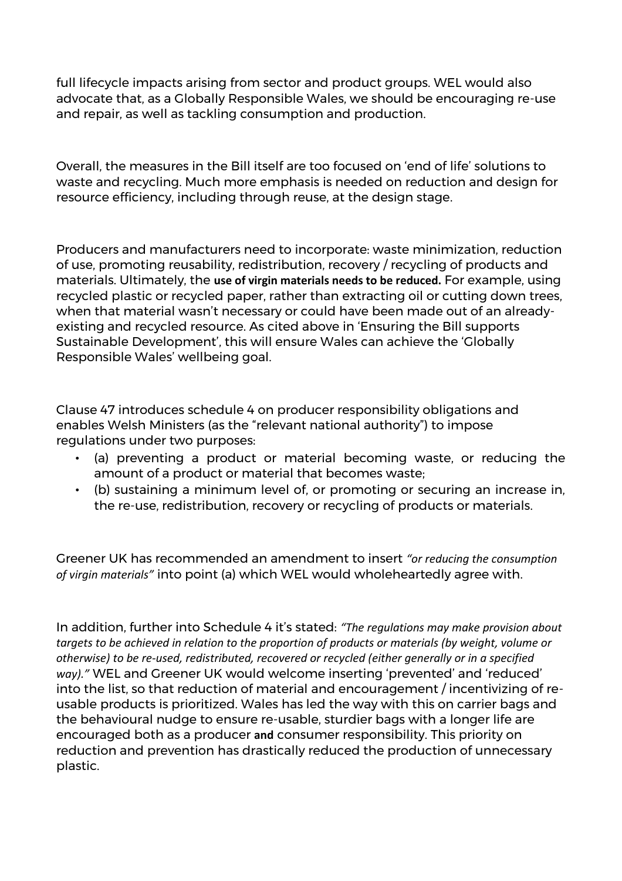full lifecycle impacts arising from sector and product groups. WEL would also advocate that, as a Globally Responsible Wales, we should be encouraging re-use and repair, as well as tackling consumption and production.

Overall, the measures in the Bill itself are too focused on 'end of life' solutions to waste and recycling. Much more emphasis is needed on reduction and design for resource efficiency, including through reuse, at the design stage.

Producers and manufacturers need to incorporate: waste minimization, reduction of use, promoting reusability, redistribution, recovery / recycling of products and materials. Ultimately, the **use of virgin materials needs to be reduced.** For example, using recycled plastic or recycled paper, rather than extracting oil or cutting down trees, when that material wasn't necessary or could have been made out of an already-existing and recycled resource. As cited above in 'Ensuring the Bill supports Sustainable Development', this will ensure Wales can achieve the 'Globally Responsible Wales' wellbeing goal.

Clause 47 introduces schedule 4 on producer responsibility obligations and enables Welsh Ministers (as the "relevant national authority") to impose regulations under two purposes:

- (a) preventing a product or material becoming waste, or reducing the amount of a product or material that becomes waste;
- (b) sustaining a minimum level of, or promoting or securing an increase in, the re-use, redistribution, recovery or recycling of products or materials.

Greener UK has recommended an amendment to insert *"or reducing the consumption of virgin materials"* into point (a) which WEL would wholeheartedly agree with.

In addition, further into Schedule 4 it's stated: *"The regulations may make provision about targets to be achieved in relation to the proportion of products or materials (by weight, volume or otherwise) to be re-used, redistributed, recovered or recycled (either generally or in a specified way)."* WEL and Greener UK would welcome inserting 'prevented' and 'reduced' into the list, so that reduction of material and encouragement / incentivizing of re-usable products is prioritized. Wales has led the way with this on carrier bags and the behavioural nudge to ensure re-usable, sturdier bags with a longer life are encouraged both as a producer **and** consumer responsibility. This priority on reduction and prevention has drastically reduced the production of unnecessary plastic.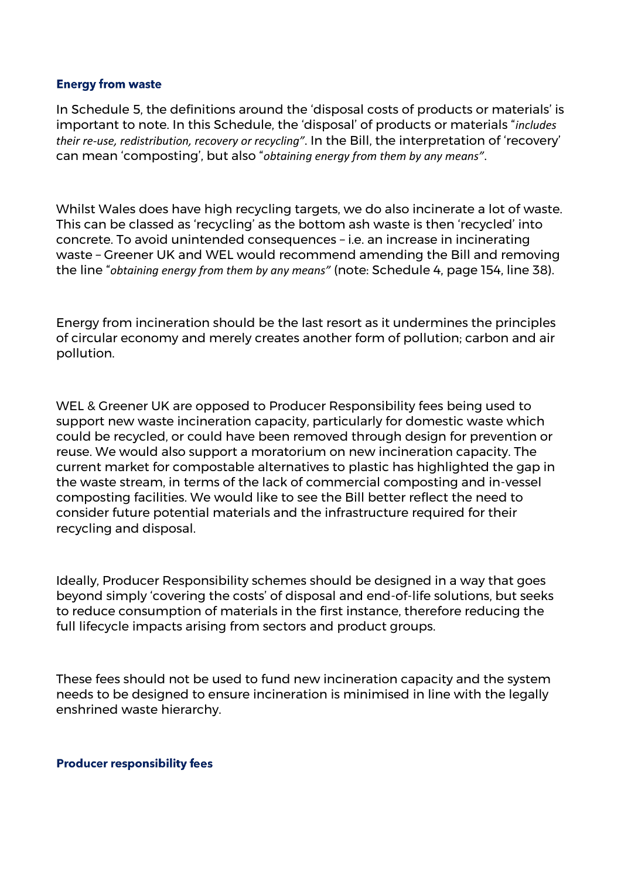### Energy from waste

In Schedule 5, the definitions around the 'disposal costs of products or materials' is important to note. In this Schedule, the 'disposal' of products or materials "*includes their re-use, redistribution, recovery or recycling"*. In the Bill, the interpretation of 'recovery' can mean 'composting', but also "*obtaining energy from them by any means"*.

Whilst Wales does have high recycling targets, we do also incinerate a lot of waste. This can be classed as 'recycling' as the bottom ash waste is then 'recycled' into concrete. To avoid unintended consequences – i.e. an increase in incinerating waste – Greener UK and WEL would recommend amending the Bill and removing the line "*obtaining energy from them by any means"* (note: Schedule 4, page 154, line 38).

Energy from incineration should be the last resort as it undermines the principles of circular economy and merely creates another form of pollution; carbon and air pollution.

WEL & Greener UK are opposed to Producer Responsibility fees being used to support new waste incineration capacity, particularly for domestic waste which could be recycled, or could have been removed through design for prevention or reuse. We would also support a moratorium on new incineration capacity. The current market for compostable alternatives to plastic has highlighted the gap in the waste stream, in terms of the lack of commercial composting and in-vessel composting facilities. We would like to see the Bill better reflect the need to consider future potential materials and the infrastructure required for their recycling and disposal.

Ideally, Producer Responsibility schemes should be designed in a way that goes beyond simply 'covering the costs' of disposal and end-of-life solutions, but seeks to reduce consumption of materials in the first instance, therefore reducing the full lifecycle impacts arising from sectors and product groups.

These fees should not be used to fund new incineration capacity and the system needs to be designed to ensure incineration is minimised in line with the legally enshrined waste hierarchy.

### Producer responsibility fees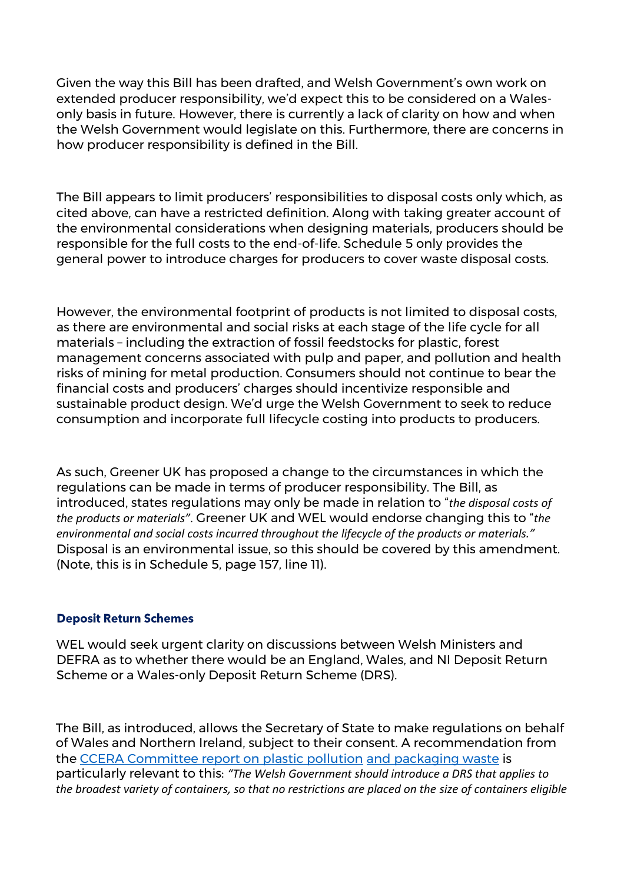Given the way this Bill has been drafted, and Welsh Government's own work on extended producer responsibility, we'd expect this to be considered on a Wales-only basis in future. However, there is currently a lack of clarity on how and when the Welsh Government would legislate on this. Furthermore, there are concerns in how producer responsibility is defined in the Bill.

The Bill appears to limit producers' responsibilities to disposal costs only which, as cited above, can have a restricted definition. Along with taking greater account of the environmental considerations when designing materials, producers should be responsible for the full costs to the end-of-life. Schedule 5 only provides the general power to introduce charges for producers to cover waste disposal costs.

However, the environmental footprint of products is not limited to disposal costs, as there are environmental and social risks at each stage of the life cycle for all materials – including the extraction of fossil feedstocks for plastic, forest management concerns associated with pulp and paper, and pollution and health risks of mining for metal production. Consumers should not continue to bear the financial costs and producers' charges should incentivize responsible and sustainable product design. We'd urge the Welsh Government to seek to reduce consumption and incorporate full lifecycle costing into products to producers.

As such, Greener UK has proposed a change to the circumstances in which the regulations can be made in terms of producer responsibility. The Bill, as introduced, states regulations may only be made in relation to "*the disposal costs of the products or materials"*. Greener UK and WEL would endorse changing this to "*the environmental and social costs incurred throughout the lifecycle of the products or materials."* Disposal is an environmental issue, so this should be covered by this amendment. (Note, this is in Schedule 5, page 157, line 11).

### Deposit Return Schemes

WEL would seek urgent clarity on discussions between Welsh Ministers and DEFRA as to whether there would be an England, Wales, and NI Deposit Return Scheme or a Wales-only Deposit Return Scheme (DRS).

The Bill, as introduced, allows the Secretary of State to make regulations on behalf of Wales and Northern Ireland, subject to their consent. A recommendation from the CCERA Committee report on plastic pollution and packaging waste is particularly relevant to this: *"The Welsh Government should introduce a DRS that applies to the broadest variety of containers, so that no restrictions are placed on the size of containers eligible*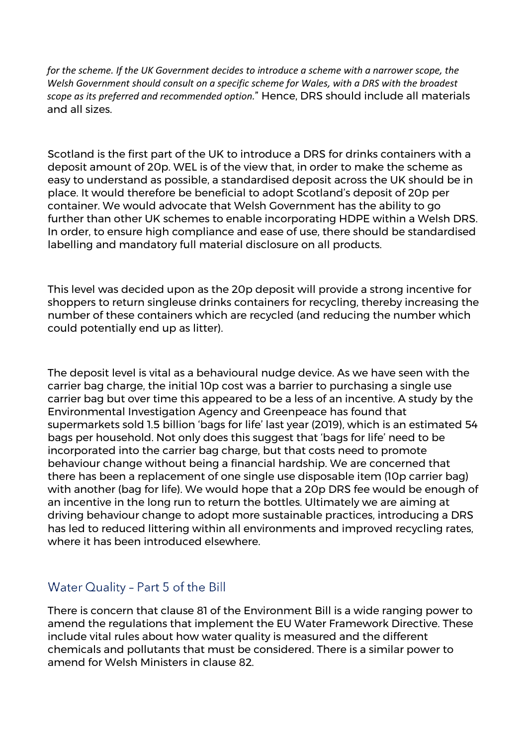*for the scheme. If the UK Government decides to introduce a scheme with a narrower scope, the Welsh Government should consult on a specific scheme for Wales, with a DRS with the broadest scope as its preferred and recommended option.*" Hence, DRS should include all materials and all sizes.

Scotland is the first part of the UK to introduce a DRS for drinks containers with a deposit amount of 20p. WEL is of the view that, in order to make the scheme as easy to understand as possible, a standardised deposit across the UK should be in place. It would therefore be beneficial to adopt Scotland's deposit of 20p per container. We would advocate that Welsh Government has the ability to go further than other UK schemes to enable incorporating HDPE within a Welsh DRS. In order, to ensure high compliance and ease of use, there should be standardised labelling and mandatory full material disclosure on all products.

This level was decided upon as the 20p deposit will provide a strong incentive for shoppers to return singleuse drinks containers for recycling, thereby increasing the number of these containers which are recycled (and reducing the number which could potentially end up as litter).

The deposit level is vital as a behavioural nudge device. As we have seen with the carrier bag charge, the initial 10p cost was a barrier to purchasing a single use carrier bag but over time this appeared to be a less of an incentive. A study by the Environmental Investigation Agency and Greenpeace has found that supermarkets sold 1.5 billion 'bags for life' last year (2019), which is an estimated 54 bags per household. Not only does this suggest that 'bags for life' need to be incorporated into the carrier bag charge, but that costs need to promote behaviour change without being a financial hardship. We are concerned that there has been a replacement of one single use disposable item (10p carrier bag) with another (bag for life). We would hope that a 20p DRS fee would be enough of an incentive in the long run to return the bottles. Ultimately we are aiming at driving behaviour change to adopt more sustainable practices, introducing a DRS has led to reduced littering within all environments and improved recycling rates, where it has been introduced elsewhere.

## Water Quality – Part 5 of the Bill

There is concern that clause 81 of the Environment Bill is a wide ranging power to amend the regulations that implement the EU Water Framework Directive. These include vital rules about how water quality is measured and the different chemicals and pollutants that must be considered. There is a similar power to amend for Welsh Ministers in clause 82.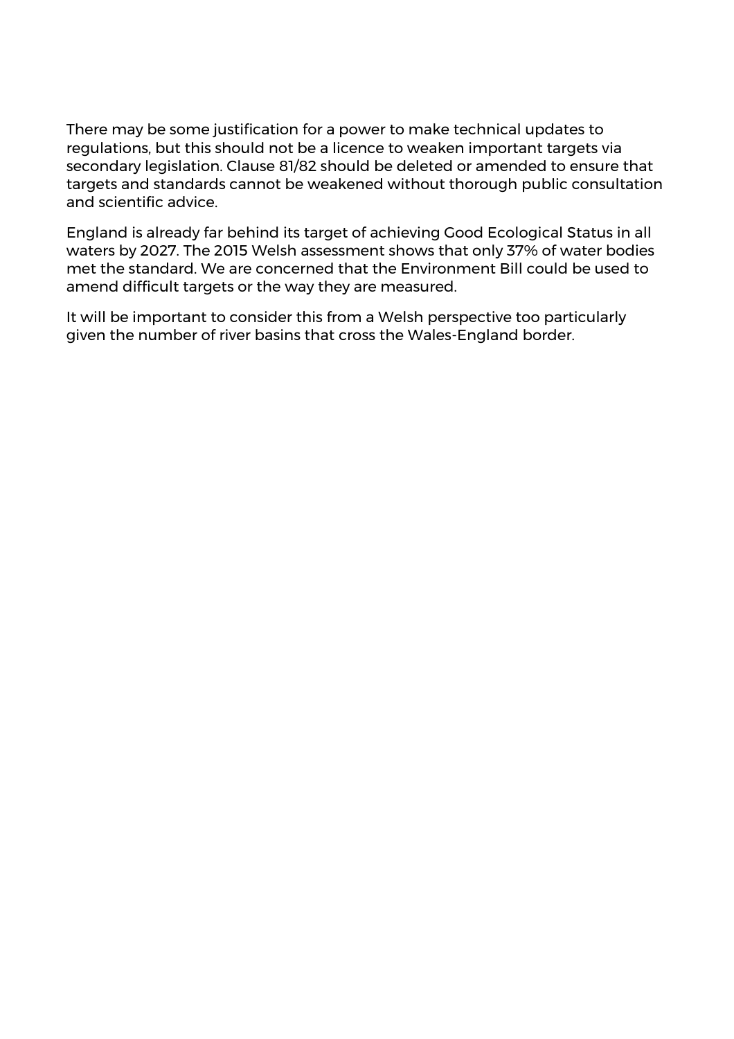There may be some justification for a power to make technical updates to regulations, but this should not be a licence to weaken important targets via secondary legislation. Clause 81/82 should be deleted or amended to ensure that targets and standards cannot be weakened without thorough public consultation and scientific advice.

England is already far behind its target of achieving Good Ecological Status in all waters by 2027. The 2015 Welsh assessment shows that only 37% of water bodies met the standard. We are concerned that the Environment Bill could be used to amend difficult targets or the way they are measured.

It will be important to consider this from a Welsh perspective too particularly given the number of river basins that cross the Wales-England border.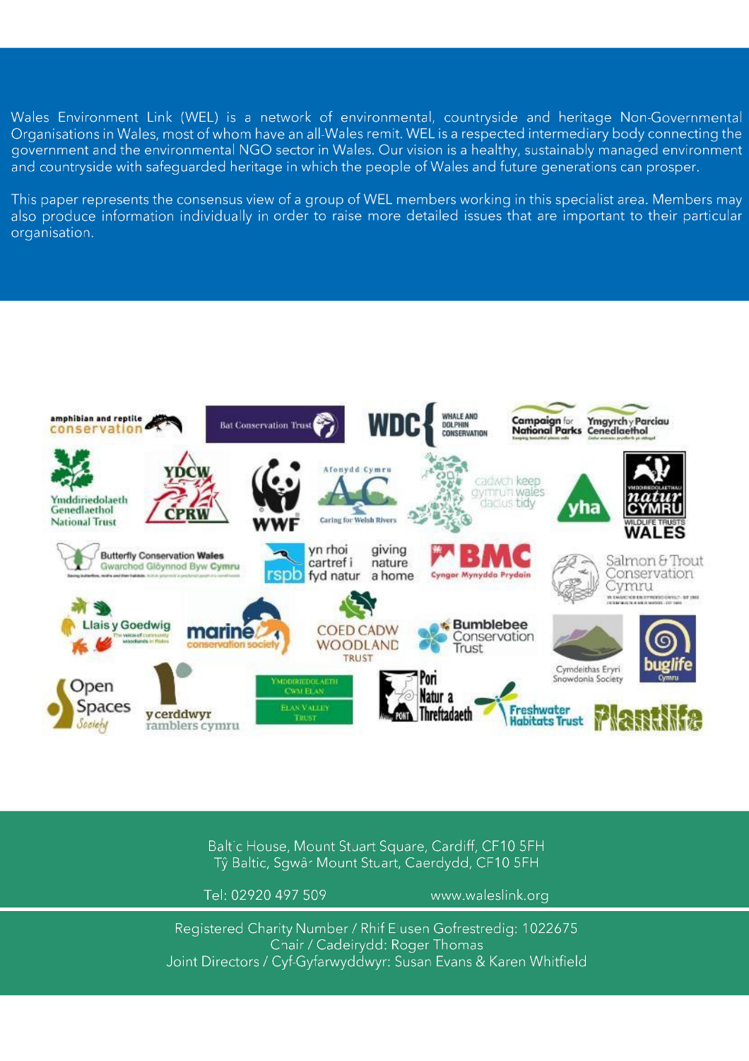Wales Environment Link (WEL) is a network of environmental, countryside and heritage Non-Governmental Organisations in Wales, most of whom have an all-Wales remit. WEL is a respected intermediary body connecting the government and the environmental NGO sector in Wales. Our vision is a healthy, sustainably managed environment and countryside with safeguarded heritage in which the people of Wales and future generations can prosper.

This paper represents the consensus view of a group of WEL members working in this specialist area. Members may also produce information individually in order to raise more detailed issues that are important to their particular organisation.

Baltic House, Mount Stuart Square, Cardiff, CF10 5FH
Tŷ Baltic, Sgwâr Mount Stuart, Caerdydd, CF10 5FH

Tel: 02920 497 509 www.waleslink.org

Registered Charity Number / Rhif Elusen Gofrestredig: 1022675
Chair / Cadeirydd: Roger Thomas
Joint Directors / Cyf-Gyfarwyddwyr: Susan Evans & Karen Whitfield